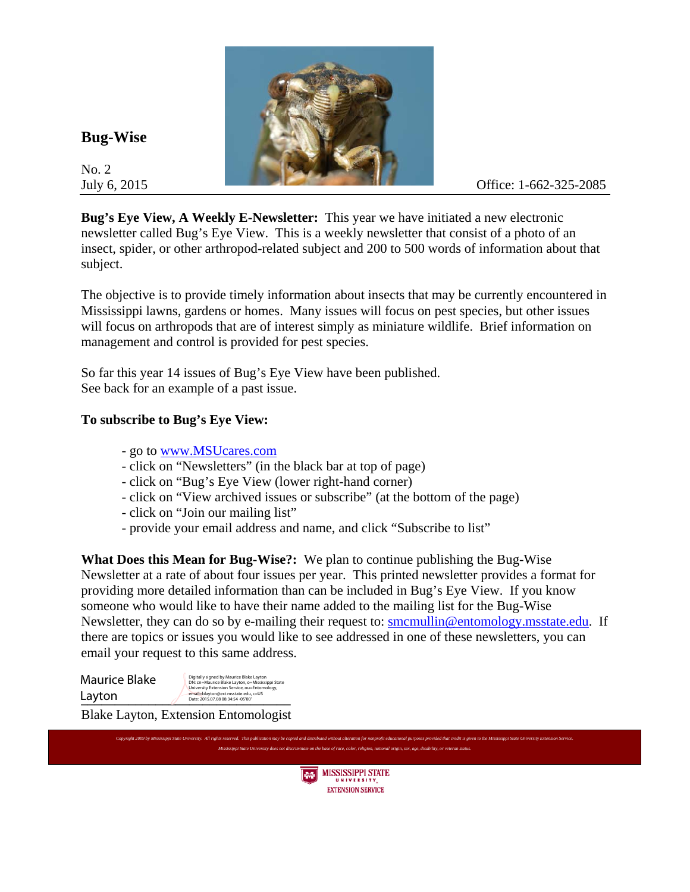# Bug-Wise

No. 2
July 6, 2015

Office: 1-662-325-2085

**Bug's Eye View, A Weekly E-Newsletter:** This year we have initiated a new electronic newsletter called Bug's Eye View. This is a weekly newsletter that consist of a photo of an insect, spider, or other arthropod-related subject and 200 to 500 words of information about that subject.

The objective is to provide timely information about insects that may be currently encountered in Mississippi lawns, gardens or homes. Many issues will focus on pest species, but other issues will focus on arthropods that are of interest simply as miniature wildlife. Brief information on management and control is provided for pest species.

So far this year 14 issues of Bug's Eye View have been published.
See back for an example of a past issue.

**To subscribe to Bug's Eye View:**

- go to www.MSUcares.com
- click on "Newsletters" (in the black bar at top of page)
- click on "Bug's Eye View (lower right-hand corner)
- click on "View archived issues or subscribe" (at the bottom of the page)
- click on "Join our mailing list"
- provide your email address and name, and click "Subscribe to list"

**What Does this Mean for Bug-Wise?:** We plan to continue publishing the Bug-Wise Newsletter at a rate of about four issues per year. This printed newsletter provides a format for providing more detailed information than can be included in Bug's Eye View. If you know someone who would like to have their name added to the mailing list for the Bug-Wise Newsletter, they can do so by e-mailing their request to: smcmullin@entomology.msstate.edu. If there are topics or issues you would like to see addressed in one of these newsletters, you can email your request to this same address.

Maurice Blake Layton

Digitally signed by Maurice Blake Layton
DN: cn=Maurice Blake Layton, o=Mississippi State University Extension Service, ou=Entomology, email=blayton@ext.msstate.edu, c=US
Date: 2015.07.08 08:34:54 -05'00'

Blake Layton, Extension Entomologist

*Copyright 2009 by Mississippi State University. All rights reserved. This publication may be copied and distributed without alteration for nonprofit educational purposes provided that credit is given to the Mississippi State University Extension Service.*
*Mississippi State University does not discriminate on the basis of race, color, religion, national origin, sex, age, disability, or veteran status.*

MISSISSIPPI STATE UNIVERSITY EXTENSION SERVICE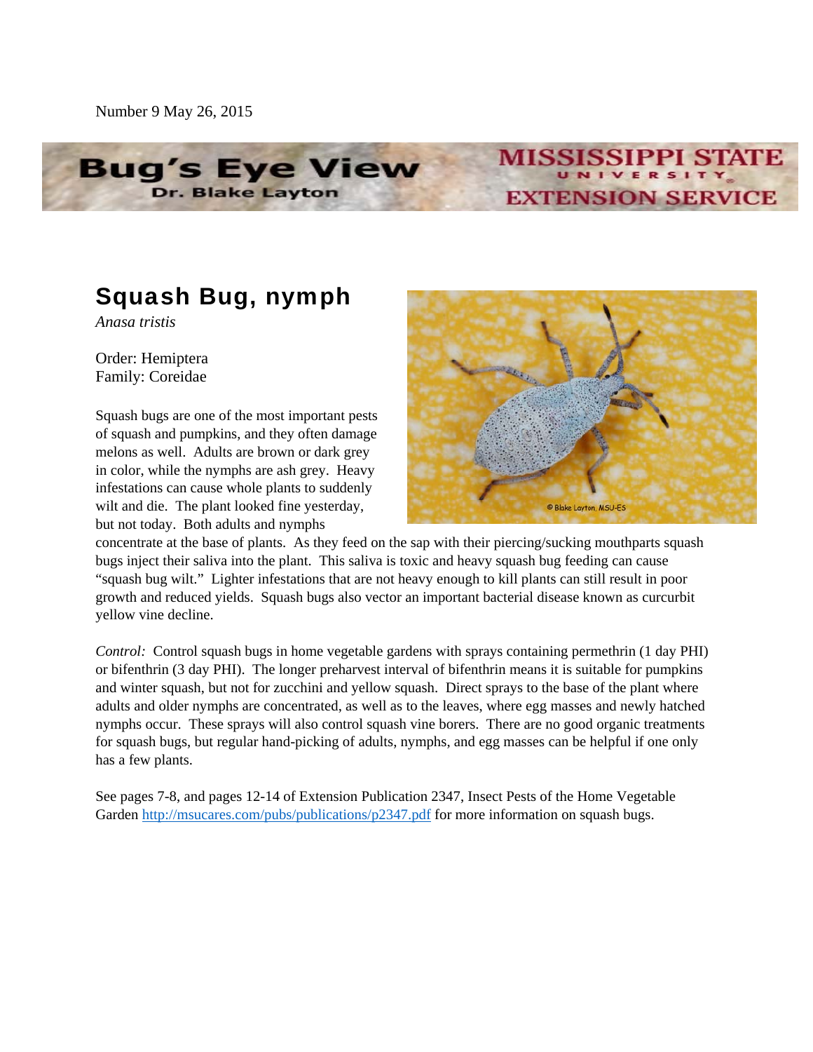Number 9 May 26, 2015

Bug's Eye View
Dr. Blake Layton

MISSISSIPPI STATE UNIVERSITY EXTENSION SERVICE

## Squash Bug, nymph

*Anasa tristis*

Order: Hemiptera
Family: Coreidae

Squash bugs are one of the most important pests of squash and pumpkins, and they often damage melons as well. Adults are brown or dark grey in color, while the nymphs are ash grey. Heavy infestations can cause whole plants to suddenly wilt and die. The plant looked fine yesterday, but not today. Both adults and nymphs concentrate at the base of plants. As they feed on the sap with their piercing/sucking mouthparts squash bugs inject their saliva into the plant. This saliva is toxic and heavy squash bug feeding can cause "squash bug wilt." Lighter infestations that are not heavy enough to kill plants can still result in poor growth and reduced yields. Squash bugs also vector an important bacterial disease known as curcurbit yellow vine decline.

*Control:* Control squash bugs in home vegetable gardens with sprays containing permethrin (1 day PHI) or bifenthrin (3 day PHI). The longer preharvest interval of bifenthrin means it is suitable for pumpkins and winter squash, but not for zucchini and yellow squash. Direct sprays to the base of the plant where adults and older nymphs are concentrated, as well as to the leaves, where egg masses and newly hatched nymphs occur. These sprays will also control squash vine borers. There are no good organic treatments for squash bugs, but regular hand-picking of adults, nymphs, and egg masses can be helpful if one only has a few plants.

See pages 7-8, and pages 12-14 of Extension Publication 2347, Insect Pests of the Home Vegetable Garden http://msucares.com/pubs/publications/p2347.pdf for more information on squash bugs.